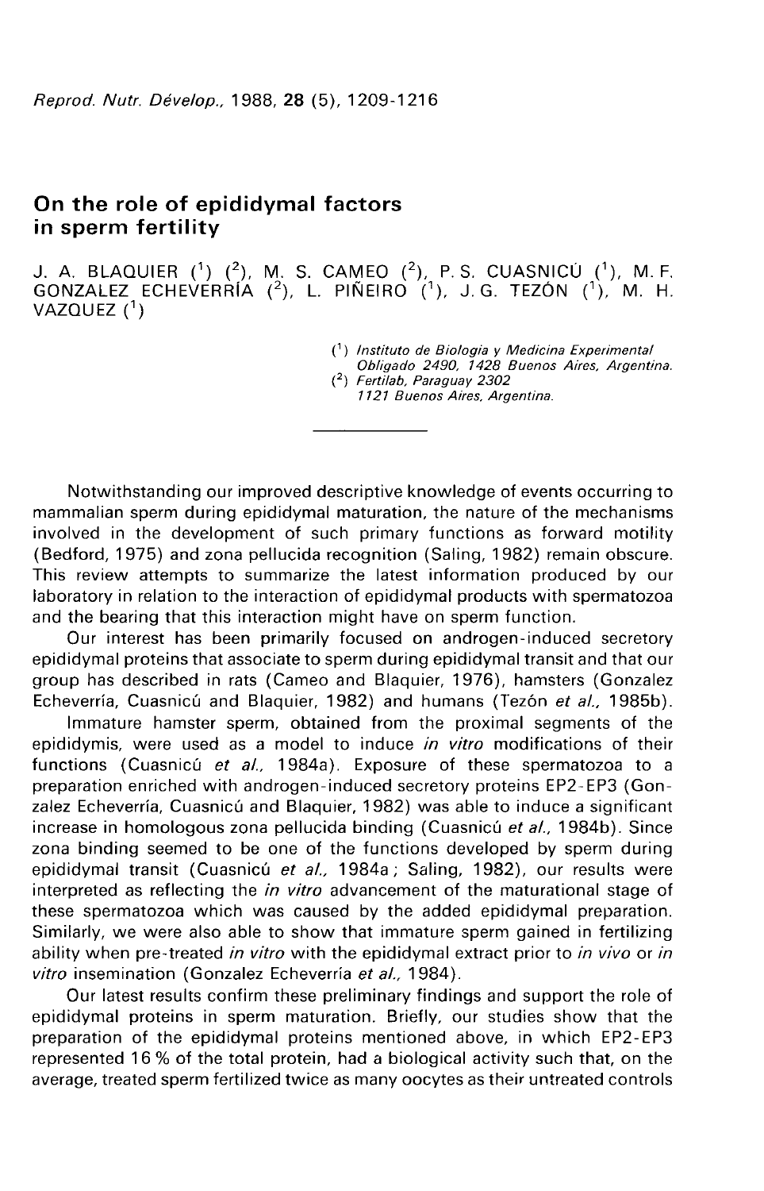# On the role of epididymal factors in sperm fertility

J. A. BLAQUIER [1] [2], M. S. CAMEO [2], P. S. CUASNICÚ [1], M. F. GONZALEZ ECHEVERRÍA [2], L. PIÑEIRO [1], J. G. TEZÓN [1], M. H. VAZQUEZ [1]

[1] *Instituto de Biologia y Medicina Experimental Obligado 2490, 1428 Buenos Aires, Argentina.*
[2] *Fertilab, Paraguay 2302 1121 Buenos Aires, Argentina.*

---

Notwithstanding our improved descriptive knowledge of events occurring to mammalian sperm during epididymal maturation, the nature of the mechanisms involved in the development of such primary functions as forward motility (Bedford, 1975) and zona pellucida recognition (Saling, 1982) remain obscure. This review attempts to summarize the latest information produced by our laboratory in relation to the interaction of epididymal products with spermatozoa and the bearing that this interaction might have on sperm function.

Our interest has been primarily focused on androgen-induced secretory epididymal proteins that associate to sperm during epididymal transit and that our group has described in rats (Cameo and Blaquier, 1976), hamsters (Gonzalez Echeverría, Cuasnicú and Blaquier, 1982) and humans (Tezón *et al.*, 1985b).

Immature hamster sperm, obtained from the proximal segments of the epididymis, were used as a model to induce *in vitro* modifications of their functions (Cuasnicú *et al.*, 1984a). Exposure of these spermatozoa to a preparation enriched with androgen-induced secretory proteins EP2-EP3 (Gonzalez Echeverría, Cuasnicú and Blaquier, 1982) was able to induce a significant increase in homologous zona pellucida binding (Cuasnicú *et al.*, 1984b). Since zona binding seemed to be one of the functions developed by sperm during epididymal transit (Cuasnicú *et al.*, 1984a; Saling, 1982), our results were interpreted as reflecting the *in vitro* advancement of the maturational stage of these spermatozoa which was caused by the added epididymal preparation. Similarly, we were also able to show that immature sperm gained in fertilizing ability when pre-treated *in vitro* with the epididymal extract prior to *in vivo* or *in vitro* insemination (Gonzalez Echeverría *et al.*, 1984).

Our latest results confirm these preliminary findings and support the role of epididymal proteins in sperm maturation. Briefly, our studies show that the preparation of the epididymal proteins mentioned above, in which EP2-EP3 represented 16 % of the total protein, had a biological activity such that, on the average, treated sperm fertilized twice as many oocytes as their untreated controls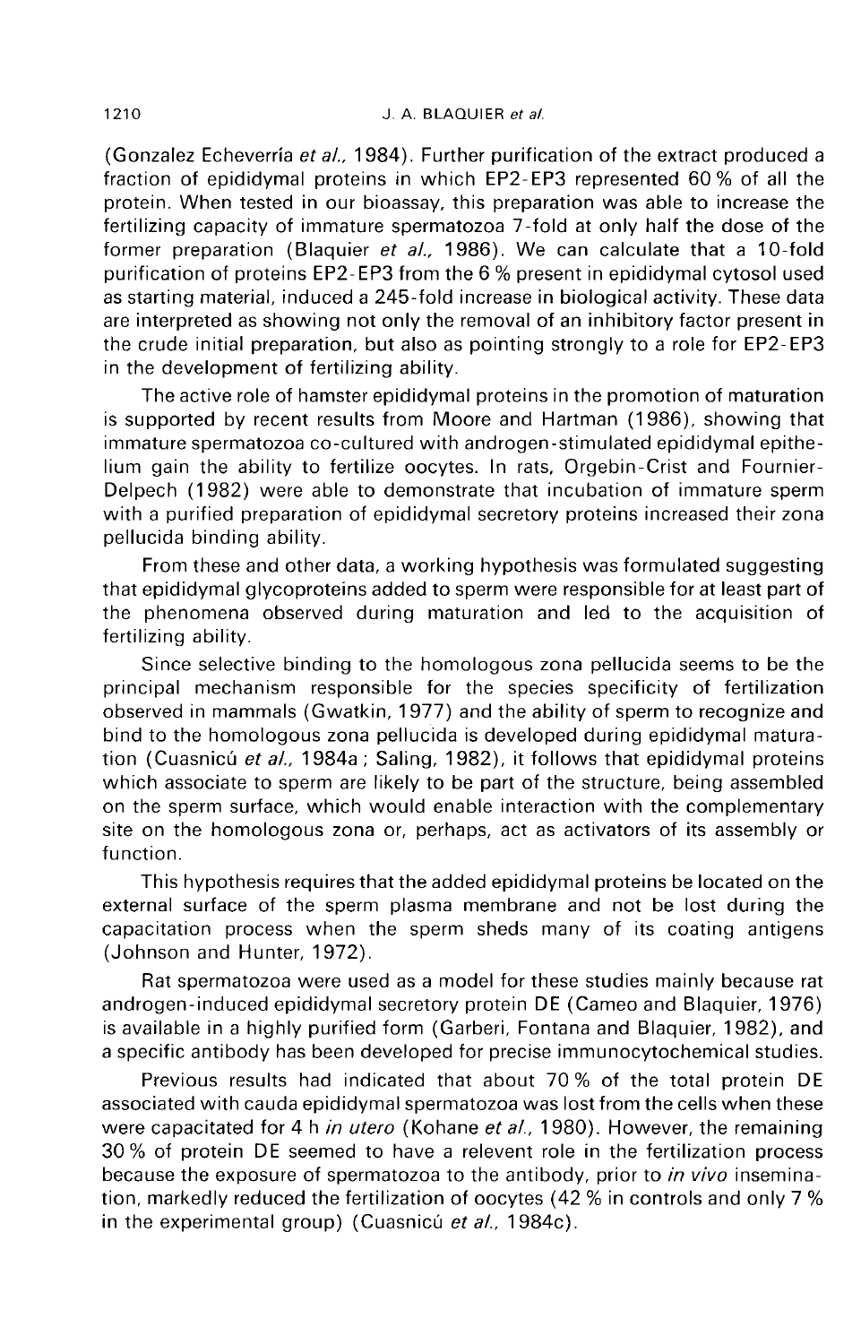(Gonzalez Echeverría *et al.*, 1984). Further purification of the extract produced a fraction of epididymal proteins in which EP2-EP3 represented 60 % of all the protein. When tested in our bioassay, this preparation was able to increase the fertilizing capacity of immature spermatozoa 7-fold at only half the dose of the former preparation (Blaquier *et al.*, 1986). We can calculate that a 10-fold purification of proteins EP2-EP3 from the 6 % present in epididymal cytosol used as starting material, induced a 245-fold increase in biological activity. These data are interpreted as showing not only the removal of an inhibitory factor present in the crude initial preparation, but also as pointing strongly to a role for EP2-EP3 in the development of fertilizing ability.

The active role of hamster epididymal proteins in the promotion of maturation is supported by recent results from Moore and Hartman (1986), showing that immature spermatozoa co-cultured with androgen-stimulated epididymal epithelium gain the ability to fertilize oocytes. In rats, Orgebin-Crist and Fournier-Delpech (1982) were able to demonstrate that incubation of immature sperm with a purified preparation of epididymal secretory proteins increased their zona pellucida binding ability.

From these and other data, a working hypothesis was formulated suggesting that epididymal glycoproteins added to sperm were responsible for at least part of the phenomena observed during maturation and led to the acquisition of fertilizing ability.

Since selective binding to the homologous zona pellucida seems to be the principal mechanism responsible for the species specificity of fertilization observed in mammals (Gwatkin, 1977) and the ability of sperm to recognize and bind to the homologous zona pellucida is developed during epididymal maturation (Cuasnicú *et al.*, 1984a ; Saling, 1982), it follows that epididymal proteins which associate to sperm are likely to be part of the structure, being assembled on the sperm surface, which would enable interaction with the complementary site on the homologous zona or, perhaps, act as activators of its assembly or function.

This hypothesis requires that the added epididymal proteins be located on the external surface of the sperm plasma membrane and not be lost during the capacitation process when the sperm sheds many of its coating antigens (Johnson and Hunter, 1972).

Rat spermatozoa were used as a model for these studies mainly because rat androgen-induced epididymal secretory protein DE (Cameo and Blaquier, 1976) is available in a highly purified form (Garberi, Fontana and Blaquier, 1982), and a specific antibody has been developed for precise immunocytochemical studies.

Previous results had indicated that about 70 % of the total protein DE associated with cauda epididymal spermatozoa was lost from the cells when these were capacitated for 4 h *in utero* (Kohane *et al.*, 1980). However, the remaining 30 % of protein DE seemed to have a relevent role in the fertilization process because the exposure of spermatozoa to the antibody, prior to *in vivo* insemination, markedly reduced the fertilization of oocytes (42 % in controls and only 7 % in the experimental group) (Cuasnicú *et al.*, 1984c).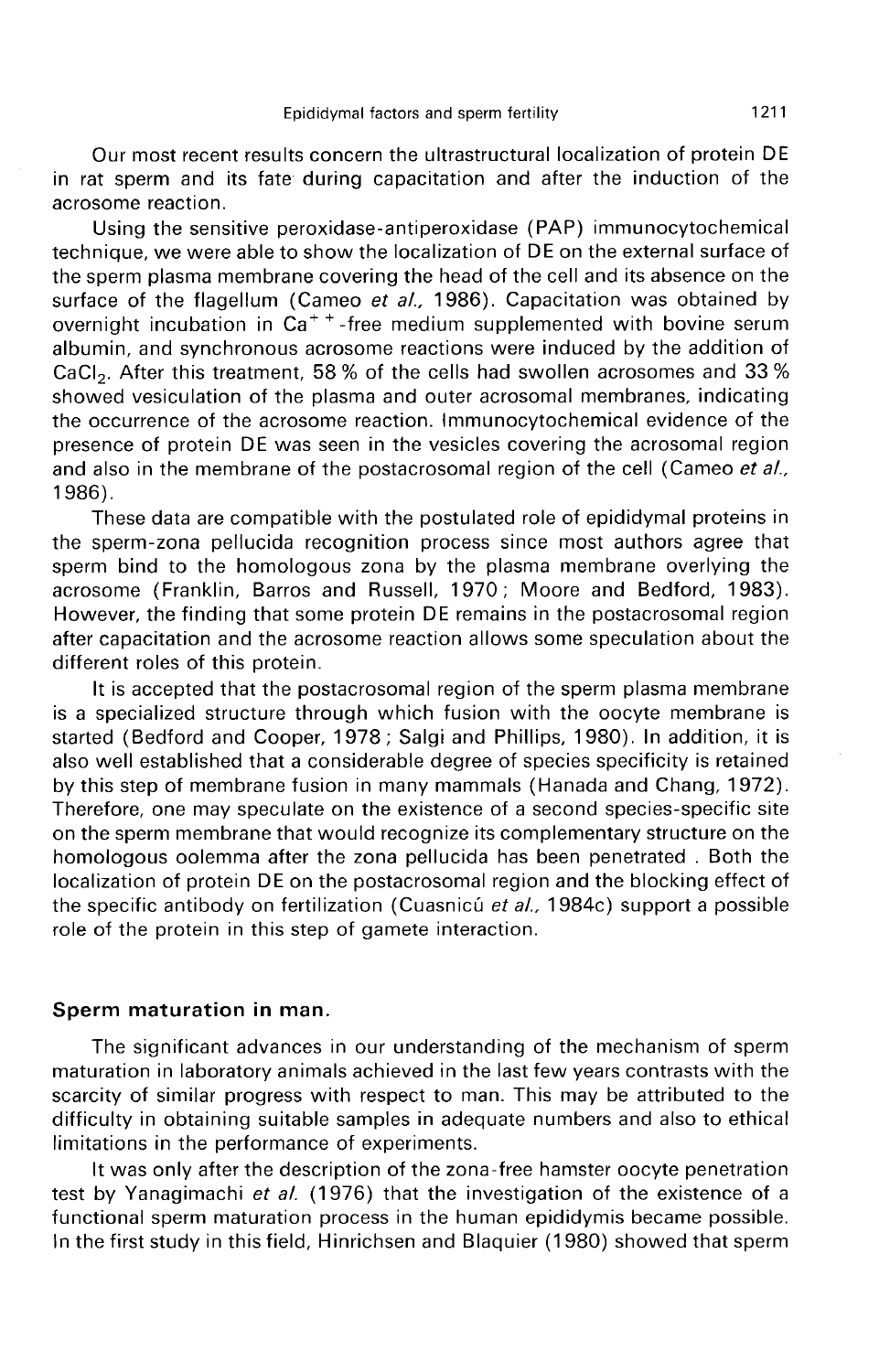Our most recent results concern the ultrastructural localization of protein DE in rat sperm and its fate during capacitation and after the induction of the acrosome reaction.

Using the sensitive peroxidase-antiperoxidase (PAP) immunocytochemical technique, we were able to show the localization of DE on the external surface of the sperm plasma membrane covering the head of the cell and its absence on the surface of the flagellum (Cameo *et al.,* 1986). Capacitation was obtained by overnight incubation in $Ca^{++}$-free medium supplemented with bovine serum albumin, and synchronous acrosome reactions were induced by the addition of $CaCl_2$. After this treatment, 58 % of the cells had swollen acrosomes and 33 % showed vesiculation of the plasma and outer acrosomal membranes, indicating the occurrence of the acrosome reaction. Immunocytochemical evidence of the presence of protein DE was seen in the vesicles covering the acrosomal region and also in the membrane of the postacrosomal region of the cell (Cameo *et al.,* 1986).

These data are compatible with the postulated role of epididymal proteins in the sperm-zona pellucida recognition process since most authors agree that sperm bind to the homologous zona by the plasma membrane overlying the acrosome (Franklin, Barros and Russell, 1970 ; Moore and Bedford, 1983). However, the finding that some protein DE remains in the postacrosomal region after capacitation and the acrosome reaction allows some speculation about the different roles of this protein.

It is accepted that the postacrosomal region of the sperm plasma membrane is a specialized structure through which fusion with the oocyte membrane is started (Bedford and Cooper, 1978 ; Salgi and Phillips, 1980). In addition, it is also well established that a considerable degree of species specificity is retained by this step of membrane fusion in many mammals (Hanada and Chang, 1972). Therefore, one may speculate on the existence of a second species-specific site on the sperm membrane that would recognize its complementary structure on the homologous oolemma after the zona pellucida has been penetrated . Both the localization of protein DE on the postacrosomal region and the blocking effect of the specific antibody on fertilization (Cuasnicú *et al.,* 1984c) support a possible role of the protein in this step of gamete interaction.

## Sperm maturation in man.

The significant advances in our understanding of the mechanism of sperm maturation in laboratory animals achieved in the last few years contrasts with the scarcity of similar progress with respect to man. This may be attributed to the difficulty in obtaining suitable samples in adequate numbers and also to ethical limitations in the performance of experiments.

It was only after the description of the zona-free hamster oocyte penetration test by Yanagimachi *et al.* (1976) that the investigation of the existence of a functional sperm maturation process in the human epididymis became possible. In the first study in this field, Hinrichsen and Blaquier (1980) showed that sperm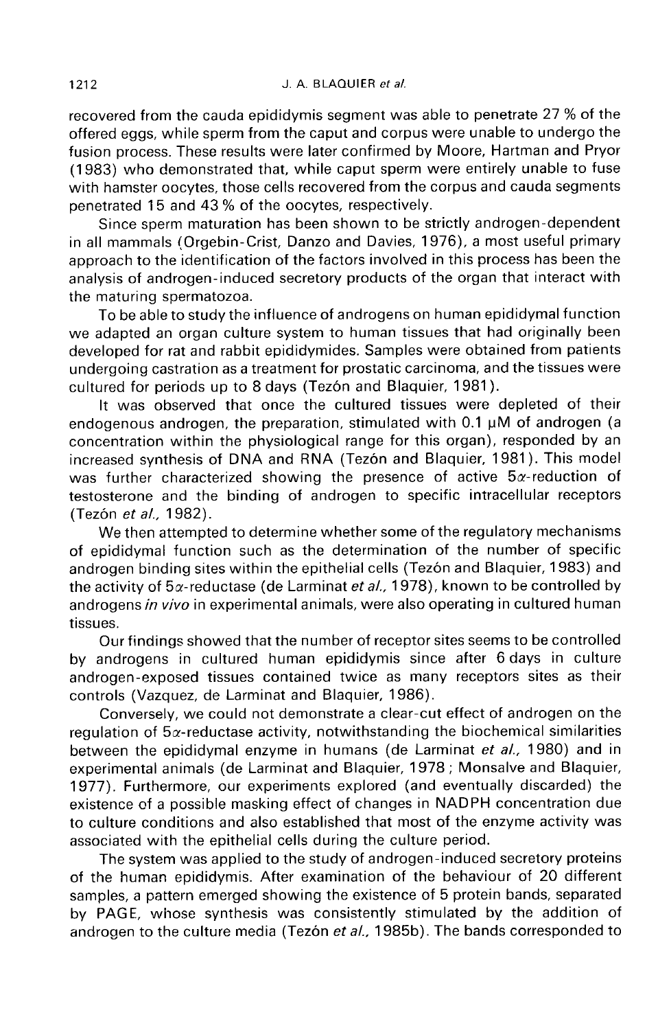recovered from the cauda epididymis segment was able to penetrate 27 % of the offered eggs, while sperm from the caput and corpus were unable to undergo the fusion process. These results were later confirmed by Moore, Hartman and Pryor (1983) who demonstrated that, while caput sperm were entirely unable to fuse with hamster oocytes, those cells recovered from the corpus and cauda segments penetrated 15 and 43 % of the oocytes, respectively.

Since sperm maturation has been shown to be strictly androgen-dependent in all mammals (Orgebin-Crist, Danzo and Davies, 1976), a most useful primary approach to the identification of the factors involved in this process has been the analysis of androgen-induced secretory products of the organ that interact with the maturing spermatozoa.

To be able to study the influence of androgens on human epididymal function we adapted an organ culture system to human tissues that had originally been developed for rat and rabbit epididymides. Samples were obtained from patients undergoing castration as a treatment for prostatic carcinoma, and the tissues were cultured for periods up to 8 days (Tezón and Blaquier, 1981).

It was observed that once the cultured tissues were depleted of their endogenous androgen, the preparation, stimulated with 0.1 µM of androgen (a concentration within the physiological range for this organ), responded by an increased synthesis of DNA and RNA (Tezón and Blaquier, 1981). This model was further characterized showing the presence of active $5\alpha$-reduction of testosterone and the binding of androgen to specific intracellular receptors (Tezón *et al.*, 1982).

We then attempted to determine whether some of the regulatory mechanisms of epididymal function such as the determination of the number of specific androgen binding sites within the epithelial cells (Tezón and Blaquier, 1983) and the activity of $5\alpha$-reductase (de Larminat *et al.*, 1978), known to be controlled by androgens *in vivo* in experimental animals, were also operating in cultured human tissues.

Our findings showed that the number of receptor sites seems to be controlled by androgens in cultured human epididymis since after 6 days in culture androgen-exposed tissues contained twice as many receptors sites as their controls (Vazquez, de Larminat and Blaquier, 1986).

Conversely, we could not demonstrate a clear-cut effect of androgen on the regulation of $5\alpha$-reductase activity, notwithstanding the biochemical similarities between the epididymal enzyme in humans (de Larminat *et al.*, 1980) and in experimental animals (de Larminat and Blaquier, 1978 ; Monsalve and Blaquier, 1977). Furthermore, our experiments explored (and eventually discarded) the existence of a possible masking effect of changes in NADPH concentration due to culture conditions and also established that most of the enzyme activity was associated with the epithelial cells during the culture period.

The system was applied to the study of androgen-induced secretory proteins of the human epididymis. After examination of the behaviour of 20 different samples, a pattern emerged showing the existence of 5 protein bands, separated by PAGE, whose synthesis was consistently stimulated by the addition of androgen to the culture media (Tezón *et al.*, 1985b). The bands corresponded to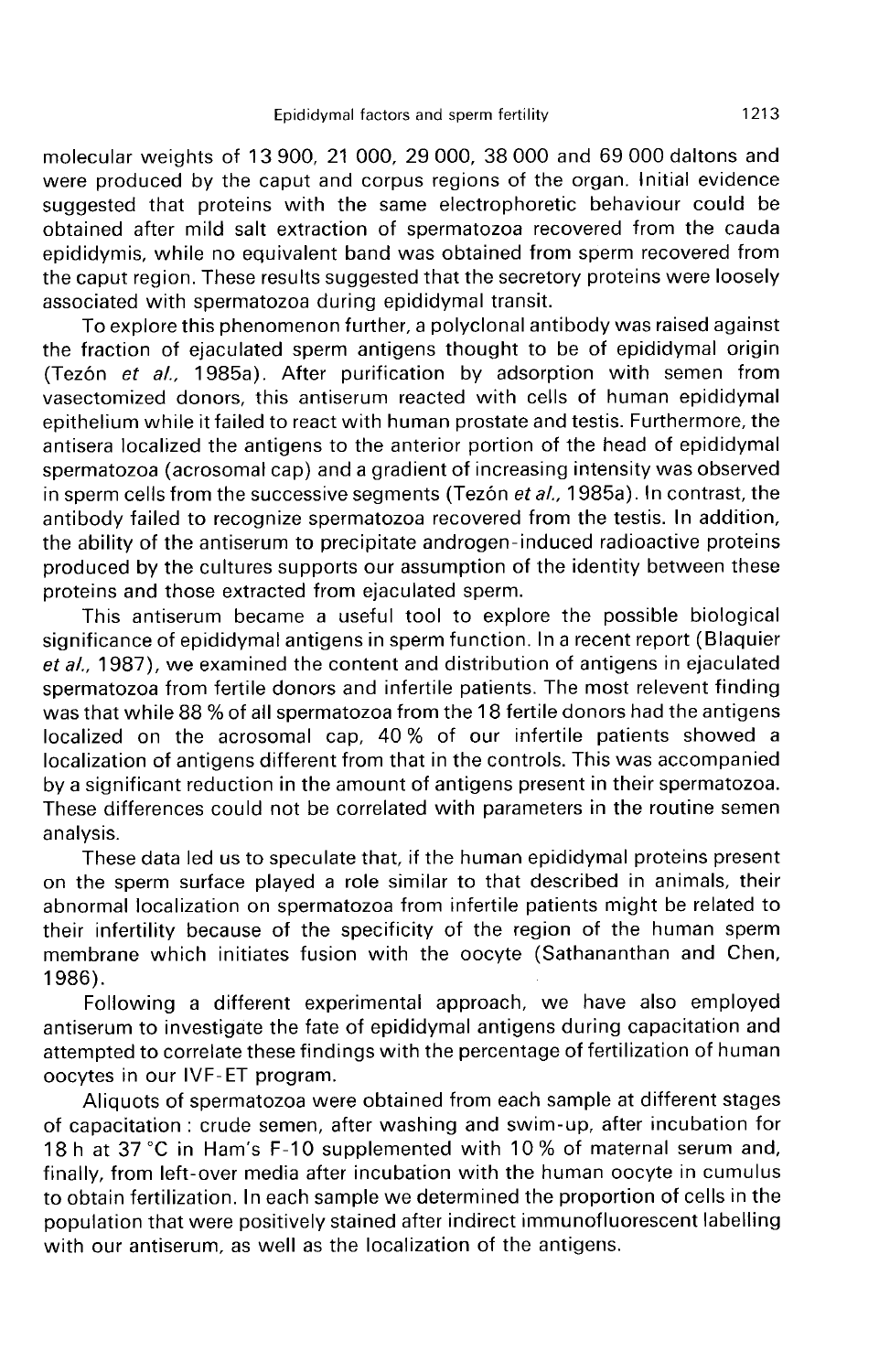molecular weights of 13 900, 21 000, 29 000, 38 000 and 69 000 daltons and were produced by the caput and corpus regions of the organ. Initial evidence suggested that proteins with the same electrophoretic behaviour could be obtained after mild salt extraction of spermatozoa recovered from the cauda epididymis, while no equivalent band was obtained from sperm recovered from the caput region. These results suggested that the secretory proteins were loosely associated with spermatozoa during epididymal transit.

To explore this phenomenon further, a polyclonal antibody was raised against the fraction of ejaculated sperm antigens thought to be of epididymal origin (Tezón *et al.*, 1985a). After purification by adsorption with semen from vasectomized donors, this antiserum reacted with cells of human epididymal epithelium while it failed to react with human prostate and testis. Furthermore, the antisera localized the antigens to the anterior portion of the head of epididymal spermatozoa (acrosomal cap) and a gradient of increasing intensity was observed in sperm cells from the successive segments (Tezón *et al.*, 1985a). In contrast, the antibody failed to recognize spermatozoa recovered from the testis. In addition, the ability of the antiserum to precipitate androgen-induced radioactive proteins produced by the cultures supports our assumption of the identity between these proteins and those extracted from ejaculated sperm.

This antiserum became a useful tool to explore the possible biological significance of epididymal antigens in sperm function. In a recent report (Blaquier *et al.*, 1987), we examined the content and distribution of antigens in ejaculated spermatozoa from fertile donors and infertile patients. The most relevent finding was that while 88 % of all spermatozoa from the 18 fertile donors had the antigens localized on the acrosomal cap, 40 % of our infertile patients showed a localization of antigens different from that in the controls. This was accompanied by a significant reduction in the amount of antigens present in their spermatozoa. These differences could not be correlated with parameters in the routine semen analysis.

These data led us to speculate that, if the human epididymal proteins present on the sperm surface played a role similar to that described in animals, their abnormal localization on spermatozoa from infertile patients might be related to their infertility because of the specificity of the region of the human sperm membrane which initiates fusion with the oocyte (Sathananthan and Chen, 1986).

Following a different experimental approach, we have also employed antiserum to investigate the fate of epididymal antigens during capacitation and attempted to correlate these findings with the percentage of fertilization of human oocytes in our IVF-ET program.

Aliquots of spermatozoa were obtained from each sample at different stages of capacitation: crude semen, after washing and swim-up, after incubation for 18 h at 37 °C in Ham's F-10 supplemented with 10 % of maternal serum and, finally, from left-over media after incubation with the human oocyte in cumulus to obtain fertilization. In each sample we determined the proportion of cells in the population that were positively stained after indirect immunofluorescent labelling with our antiserum, as well as the localization of the antigens.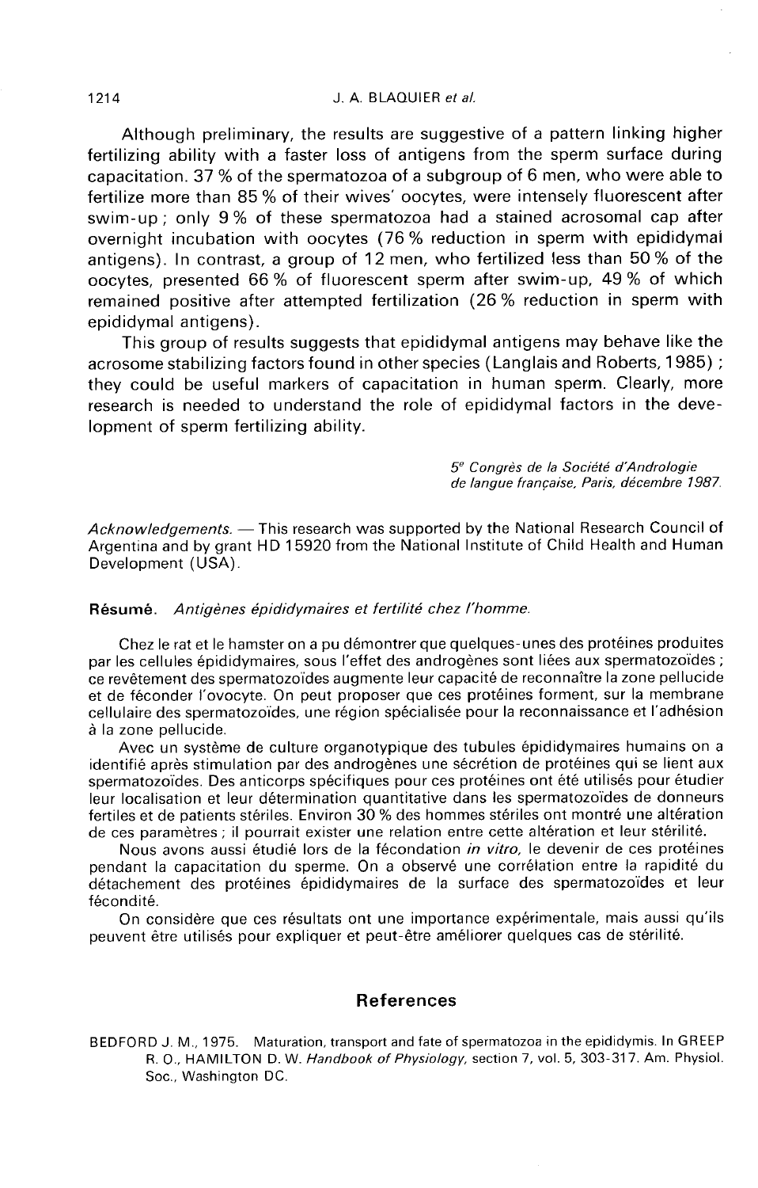Although preliminary, the results are suggestive of a pattern linking higher fertilizing ability with a faster loss of antigens from the sperm surface during capacitation. 37 % of the spermatozoa of a subgroup of 6 men, who were able to fertilize more than 85 % of their wives' oocytes, were intensely fluorescent after swim-up ; only 9 % of these spermatozoa had a stained acrosomal cap after overnight incubation with oocytes (76 % reduction in sperm with epididymal antigens). In contrast, a group of 12 men, who fertilized less than 50 % of the oocytes, presented 66 % of fluorescent sperm after swim-up, 49 % of which remained positive after attempted fertilization (26 % reduction in sperm with epididymal antigens).

This group of results suggests that epididymal antigens may behave like the acrosome stabilizing factors found in other species (Langlais and Roberts, 1985) ; they could be useful markers of capacitation in human sperm. Clearly, more research is needed to understand the role of epididymal factors in the development of sperm fertilizing ability.

*5e Congrès de la Société d'Andrologie de langue française, Paris, décembre 1987.*

*Acknowledgements.* — This research was supported by the National Research Council of Argentina and by grant HD 15920 from the National Institute of Child Health and Human Development (USA).

**Résumé.** *Antigènes épididymaires et fertilité chez l'homme.*

Chez le rat et le hamster on a pu démontrer que quelques-unes des protéines produites par les cellules épididymaires, sous l'effet des androgènes sont liées aux spermatozoïdes ; ce revêtement des spermatozoïdes augmente leur capacité de reconnaître la zone pellucide et de féconder l'ovocyte. On peut proposer que ces protéines forment, sur la membrane cellulaire des spermatozoïdes, une région spécialisée pour la reconnaissance et l'adhésion à la zone pellucide.

Avec un système de culture organotypique des tubules épididymaires humains on a identifié après stimulation par des androgènes une sécrétion de protéines qui se lient aux spermatozoïdes. Des anticorps spécifiques pour ces protéines ont été utilisés pour étudier leur localisation et leur détermination quantitative dans les spermatozoïdes de donneurs fertiles et de patients stériles. Environ 30 % des hommes stériles ont montré une altération de ces paramètres ; il pourrait exister une relation entre cette altération et leur stérilité.

Nous avons aussi étudié lors de la fécondation *in vitro*, le devenir de ces protéines pendant la capacitation du sperme. On a observé une corrélation entre la rapidité du détachement des protéines épididymaires de la surface des spermatozoïdes et leur fécondité.

On considère que ces résultats ont une importance expérimentale, mais aussi qu'ils peuvent être utilisés pour expliquer et peut-être améliorer quelques cas de stérilité.

## References

BEDFORD J. M., 1975. Maturation, transport and fate of spermatozoa in the epididymis. In GREEP R. O., HAMILTON D. W. *Handbook of Physiology*, section 7, vol. 5, 303-317. Am. Physiol. Soc., Washington DC.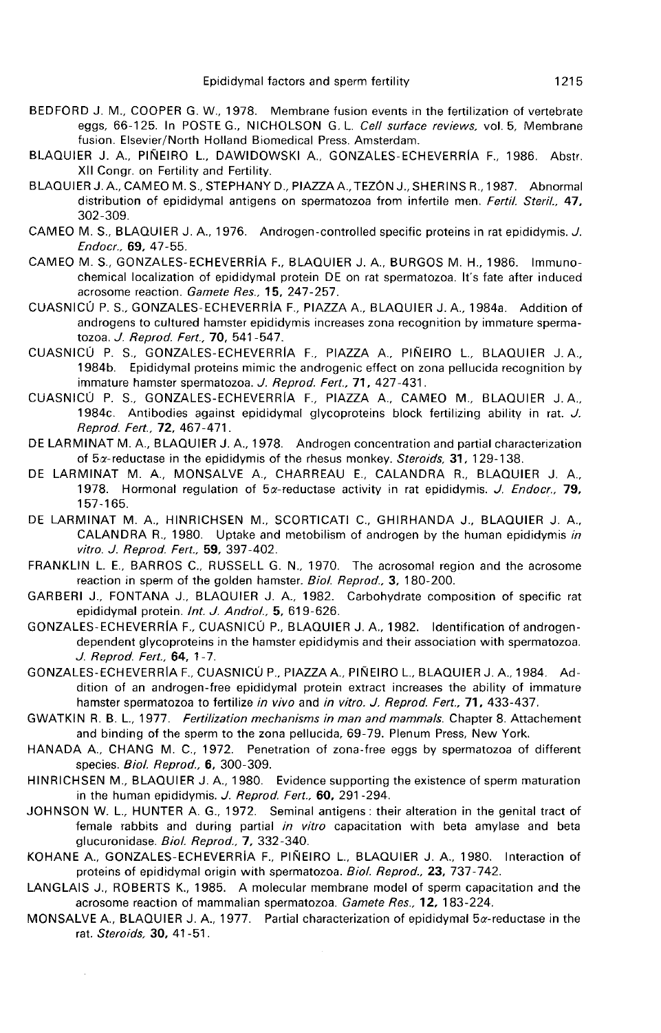BEDFORD J. M., COOPER G. W., 1978. Membrane fusion events in the fertilization of vertebrate eggs, 66-125. In POSTE G., NICHOLSON G. L. *Cell surface reviews*, vol. 5, Membrane fusion. Elsevier/North Holland Biomedical Press. Amsterdam.

BLAQUIER J. A., PIÑEIRO L., DAWIDOWSKI A., GONZALES-ECHEVERRÍA F., 1986. Abstr. XII Congr. on Fertility and Fertility.

BLAQUIER J. A., CAMEO M. S., STEPHANY D., PIAZZA A., TEZÓN J., SHERINS R., 1987. Abnormal distribution of epididymal antigens on spermatozoa from infertile men. *Fertil. Steril.*, **47**, 302-309.

CAMEO M. S., BLAQUIER J. A., 1976. Androgen-controlled specific proteins in rat epididymis. *J. Endocr.*, **69**, 47-55.

CAMEO M. S., GONZALES-ECHEVERRÍA F., BLAQUIER J. A., BURGOS M. H., 1986. Immunochemical localization of epididymal protein DE on rat spermatozoa. It's fate after induced acrosome reaction. *Gamete Res.*, **15**, 247-257.

CUASNICÚ P. S., GONZALES-ECHEVERRÍA F., PIAZZA A., BLAQUIER J. A., 1984a. Addition of androgens to cultured hamster epididymis increases zona recognition by immature spermatozoa. *J. Reprod. Fert.*, **70**, 541-547.

CUASNICÚ P. S., GONZALES-ECHEVERRÍA F., PIAZZA A., PIÑEIRO L., BLAQUIER J. A., 1984b. Epididymal proteins mimic the androgenic effect on zona pellucida recognition by immature hamster spermatozoa. *J. Reprod. Fert.*, **71**, 427-431.

CUASNICÚ P. S., GONZALES-ECHEVERRÍA F., PIAZZA A., CAMEO M., BLAQUIER J. A., 1984c. Antibodies against epididymal glycoproteins block fertilizing ability in rat. *J. Reprod. Fert.*, **72**, 467-471.

DE LARMINAT M. A., BLAQUIER J. A., 1978. Androgen concentration and partial characterization of 5α-reductase in the epididymis of the rhesus monkey. *Steroids*, **31**, 129-138.

DE LARMINAT M. A., MONSALVE A., CHARREAU E., CALANDRA R., BLAQUIER J. A., 1978. Hormonal regulation of 5α-reductase activity in rat epididymis. *J. Endocr.*, **79**, 157-165.

DE LARMINAT M. A., HINRICHSEN M., SCORTICATI C., GHIRHANDA J., BLAQUIER J. A., CALANDRA R., 1980. Uptake and metobilism of androgen by the human epididymis *in vitro*. *J. Reprod. Fert.*, **59**, 397-402.

FRANKLIN L. E., BARROS C., RUSSELL G. N., 1970. The acrosomal region and the acrosome reaction in sperm of the golden hamster. *Biol. Reprod.*, **3**, 180-200.

GARBERI J., FONTANA J., BLAQUIER J. A., 1982. Carbohydrate composition of specific rat epididymal protein. *Int. J. Androl.*, **5**, 619-626.

GONZALES-ECHEVERRÍA F., CUASNICÚ P., BLAQUIER J. A., 1982. Identification of androgen-dependent glycoproteins in the hamster epididymis and their association with spermatozoa. *J. Reprod. Fert.*, **64**, 1-7.

GONZALES-ECHEVERRÍA F., CUASNICÚ P., PIAZZA A., PIÑEIRO L., BLAQUIER J. A., 1984. Addition of an androgen-free epididymal protein extract increases the ability of immature hamster spermatozoa to fertilize *in vivo* and *in vitro*. *J. Reprod. Fert.*, **71**, 433-437.

GWATKIN R. B. L., 1977. *Fertilization mechanisms in man and mammals*. Chapter 8. Attachement and binding of the sperm to the zona pellucida, 69-79. Plenum Press, New York.

HANADA A., CHANG M. C., 1972. Penetration of zona-free eggs by spermatozoa of different species. *Biol. Reprod.*, **6**, 300-309.

HINRICHSEN M., BLAQUIER J. A., 1980. Evidence supporting the existence of sperm maturation in the human epididymis. *J. Reprod. Fert.*, **60**, 291-294.

JOHNSON W. L., HUNTER A. G., 1972. Seminal antigens: their alteration in the genital tract of female rabbits and during partial *in vitro* capacitation with beta amylase and beta glucuronidase. *Biol. Reprod.*, **7**, 332-340.

KOHANE A., GONZALES-ECHEVERRÍA F., PIÑEIRO L., BLAQUIER J. A., 1980. Interaction of proteins of epididymal origin with spermatozoa. *Biol. Reprod.*, **23**, 737-742.

LANGLAIS J., ROBERTS K., 1985. A molecular membrane model of sperm capacitation and the acrosome reaction of mammalian spermatozoa. *Gamete Res.*, **12**, 183-224.

MONSALVE A., BLAQUIER J. A., 1977. Partial characterization of epididymal 5α-reductase in the rat. *Steroids*, **30**, 41-51.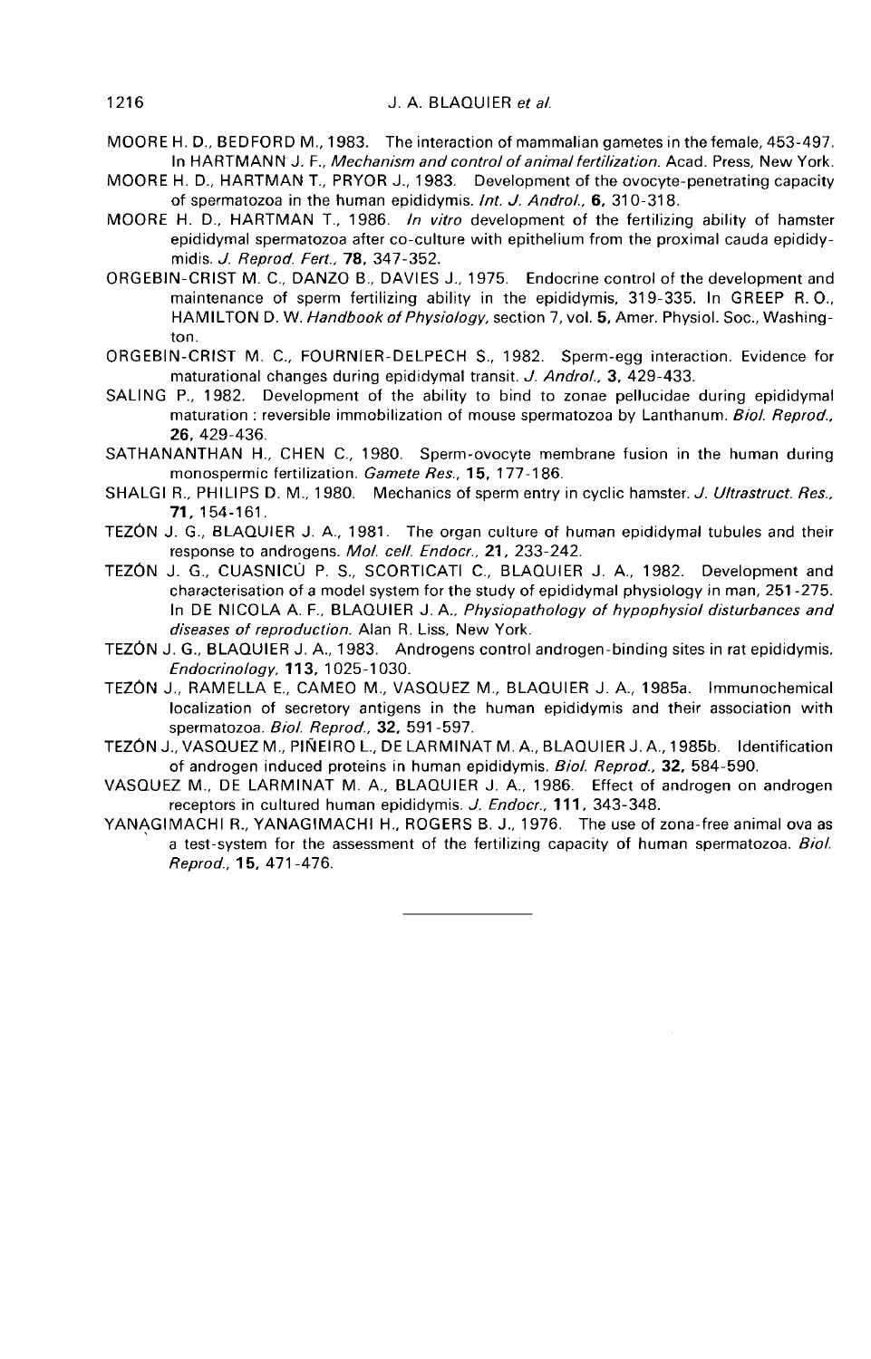MOORE H. D., BEDFORD M., 1983. The interaction of mammalian gametes in the female, 453-497. In HARTMANN J. F., *Mechanism and control of animal fertilization.* Acad. Press, New York.

MOORE H. D., HARTMAN T., PRYOR J., 1983. Development of the ovocyte-penetrating capacity of spermatozoa in the human epididymis. *Int. J. Androl.,* **6,** 310-318.

MOORE H. D., HARTMAN T., 1986. *In vitro* development of the fertilizing ability of hamster epididymal spermatozoa after co-culture with epithelium from the proximal cauda epididymidis. *J. Reprod. Fert.,* **78,** 347-352.

ORGEBIN-CRIST M. C., DANZO B., DAVIES J., 1975. Endocrine control of the development and maintenance of sperm fertilizing ability in the epididymis, 319-335. In GREEP R. O., HAMILTON D. W. *Handbook of Physiology,* section 7, vol. **5,** Amer. Physiol. Soc., Washington.

ORGEBIN-CRIST M. C., FOURNIER-DELPECH S., 1982. Sperm-egg interaction. Evidence for maturational changes during epididymal transit. *J. Androl.,* **3,** 429-433.

SALING P., 1982. Development of the ability to bind to zonae pellucidae during epididymal maturation : reversible immobilization of mouse spermatozoa by Lanthanum. *Biol. Reprod.,* **26,** 429-436.

SATHANANTHAN H., CHEN C., 1980. Sperm-ovocyte membrane fusion in the human during monospermic fertilization. *Gamete Res.,* **15,** 177-186.

SHALGI R., PHILIPS D. M., 1980. Mechanics of sperm entry in cyclic hamster. *J. Ultrastruct. Res.,* **71,** 154-161.

TEZÓN J. G., BLAQUIER J. A., 1981. The organ culture of human epididymal tubules and their response to androgens. *Mol. cell. Endocr.,* **21,** 233-242.

TEZÓN J. G., CUASNICÚ P. S., SCORTICATI C., BLAQUIER J. A., 1982. Development and characterisation of a model system for the study of epididymal physiology in man, 251-275. In DE NICOLA A. F., BLAQUIER J. A., *Physiopathology of hypophysiol disturbances and diseases of reproduction.* Alan R. Liss, New York.

TEZÓN J. G., BLAQUIER J. A., 1983. Androgens control androgen-binding sites in rat epididymis. *Endocrinology,* **113,** 1025-1030.

TEZÓN J., RAMELLA E., CAMEO M., VASQUEZ M., BLAQUIER J. A., 1985a. Immunochemical localization of secretory antigens in the human epididymis and their association with spermatozoa. *Biol. Reprod.,* **32,** 591-597.

TEZÓN J., VASQUEZ M., PIÑEIRO L., DE LARMINAT M. A., BLAQUIER J. A., 1985b. Identification of androgen induced proteins in human epididymis. *Biol. Reprod.,* **32,** 584-590.

VASQUEZ M., DE LARMINAT M. A., BLAQUIER J. A., 1986. Effect of androgen on androgen receptors in cultured human epididymis. *J. Endocr.,* **111,** 343-348.

YANAGIMACHI R., YANAGIMACHI H., ROGERS B. J., 1976. The use of zona-free animal ova as a test-system for the assessment of the fertilizing capacity of human spermatozoa. *Biol. Reprod.,* **15,** 471-476.